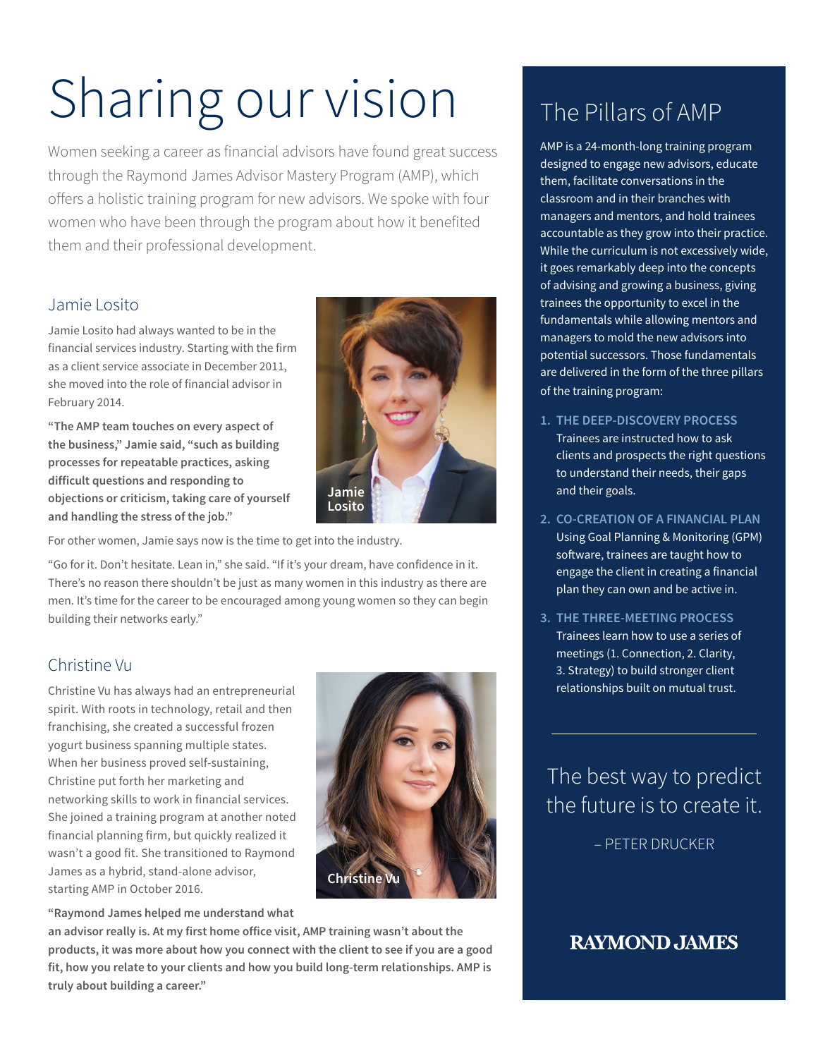# Sharing our vision

Women seeking a career as financial advisors have found great success through the Raymond James Advisor Mastery Program (AMP), which offers a holistic training program for new advisors. We spoke with four women who have been through the program about how it benefited them and their professional development.

## Jamie Losito

Jamie Losito had always wanted to be in the financial services industry. Starting with the firm as a client service associate in December 2011, she moved into the role of financial advisor in February 2014.

**"The AMP team touches on every aspect of the business," Jamie said, "such as building processes for repeatable practices, asking difficult questions and responding to objections or criticism, taking care of yourself and handling the stress of the job."**

Jamie Losito

For other women, Jamie says now is the time to get into the industry.

"Go for it. Don't hesitate. Lean in," she said. "If it's your dream, have confidence in it. There's no reason there shouldn't be just as many women in this industry as there are men. It's time for the career to be encouraged among young women so they can begin building their networks early."

## Christine Vu

Christine Vu has always had an entrepreneurial spirit. With roots in technology, retail and then franchising, she created a successful frozen yogurt business spanning multiple states. When her business proved self-sustaining, Christine put forth her marketing and networking skills to work in financial services. She joined a training program at another noted financial planning firm, but quickly realized it wasn't a good fit. She transitioned to Raymond James as a hybrid, stand-alone advisor, starting AMP in October 2016.

Christine Vu

**"Raymond James helped me understand what an advisor really is. At my first home office visit, AMP training wasn't about the products, it was more about how you connect with the client to see if you are a good fit, how you relate to your clients and how you build long-term relationships. AMP is truly about building a career."**

## The Pillars of AMP

AMP is a 24-month-long training program designed to engage new advisors, educate them, facilitate conversations in the classroom and in their branches with managers and mentors, and hold trainees accountable as they grow into their practice. While the curriculum is not excessively wide, it goes remarkably deep into the concepts of advising and growing a business, giving trainees the opportunity to excel in the fundamentals while allowing mentors and managers to mold the new advisors into potential successors. Those fundamentals are delivered in the form of the three pillars of the training program:

1. **THE DEEP-DISCOVERY PROCESS**
   Trainees are instructed how to ask clients and prospects the right questions to understand their needs, their gaps and their goals.
2. **CO-CREATION OF A FINANCIAL PLAN**
   Using Goal Planning & Monitoring (GPM) software, trainees are taught how to engage the client in creating a financial plan they can own and be active in.
3. **THE THREE-MEETING PROCESS**
   Trainees learn how to use a series of meetings (1. Connection, 2. Clarity, 3. Strategy) to build stronger client relationships built on mutual trust.

---

The best way to predict the future is to create it.

– PETER DRUCKER

RAYMOND JAMES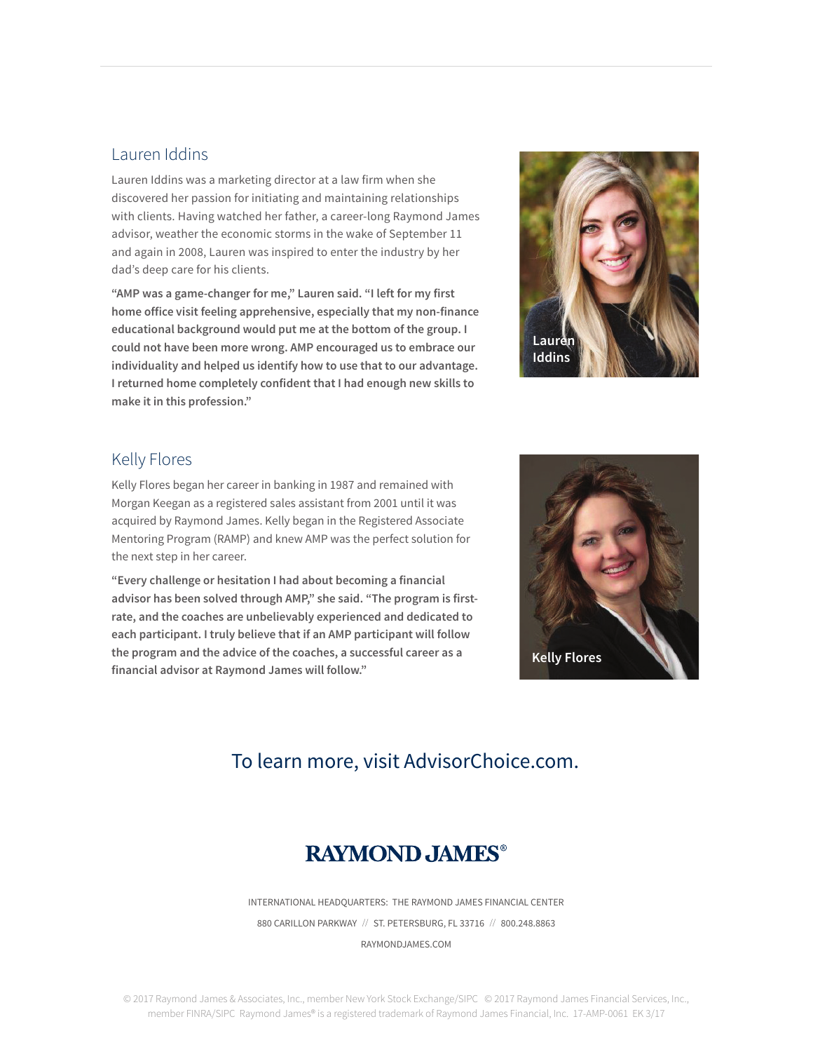## Lauren Iddins

Lauren Iddins was a marketing director at a law firm when she discovered her passion for initiating and maintaining relationships with clients. Having watched her father, a career-long Raymond James advisor, weather the economic storms in the wake of September 11 and again in 2008, Lauren was inspired to enter the industry by her dad's deep care for his clients.

**"AMP was a game-changer for me," Lauren said. "I left for my first home office visit feeling apprehensive, especially that my non-finance educational background would put me at the bottom of the group. I could not have been more wrong. AMP encouraged us to embrace our individuality and helped us identify how to use that to our advantage. I returned home completely confident that I had enough new skills to make it in this profession."**

Lauren Iddins

## Kelly Flores

Kelly Flores began her career in banking in 1987 and remained with Morgan Keegan as a registered sales assistant from 2001 until it was acquired by Raymond James. Kelly began in the Registered Associate Mentoring Program (RAMP) and knew AMP was the perfect solution for the next step in her career.

**"Every challenge or hesitation I had about becoming a financial advisor has been solved through AMP," she said. "The program is first-rate, and the coaches are unbelievably experienced and dedicated to each participant. I truly believe that if an AMP participant will follow the program and the advice of the coaches, a successful career as a financial advisor at Raymond James will follow."**

Kelly Flores

To learn more, visit AdvisorChoice.com.

**RAYMOND JAMES®**

INTERNATIONAL HEADQUARTERS: THE RAYMOND JAMES FINANCIAL CENTER

880 CARILLON PARKWAY // ST. PETERSBURG, FL 33716 // 800.248.8863

RAYMONDJAMES.COM

© 2017 Raymond James & Associates, Inc., member New York Stock Exchange/SIPC © 2017 Raymond James Financial Services, Inc., member FINRA/SIPC Raymond James® is a registered trademark of Raymond James Financial, Inc. 17-AMP-0061 EK 3/17